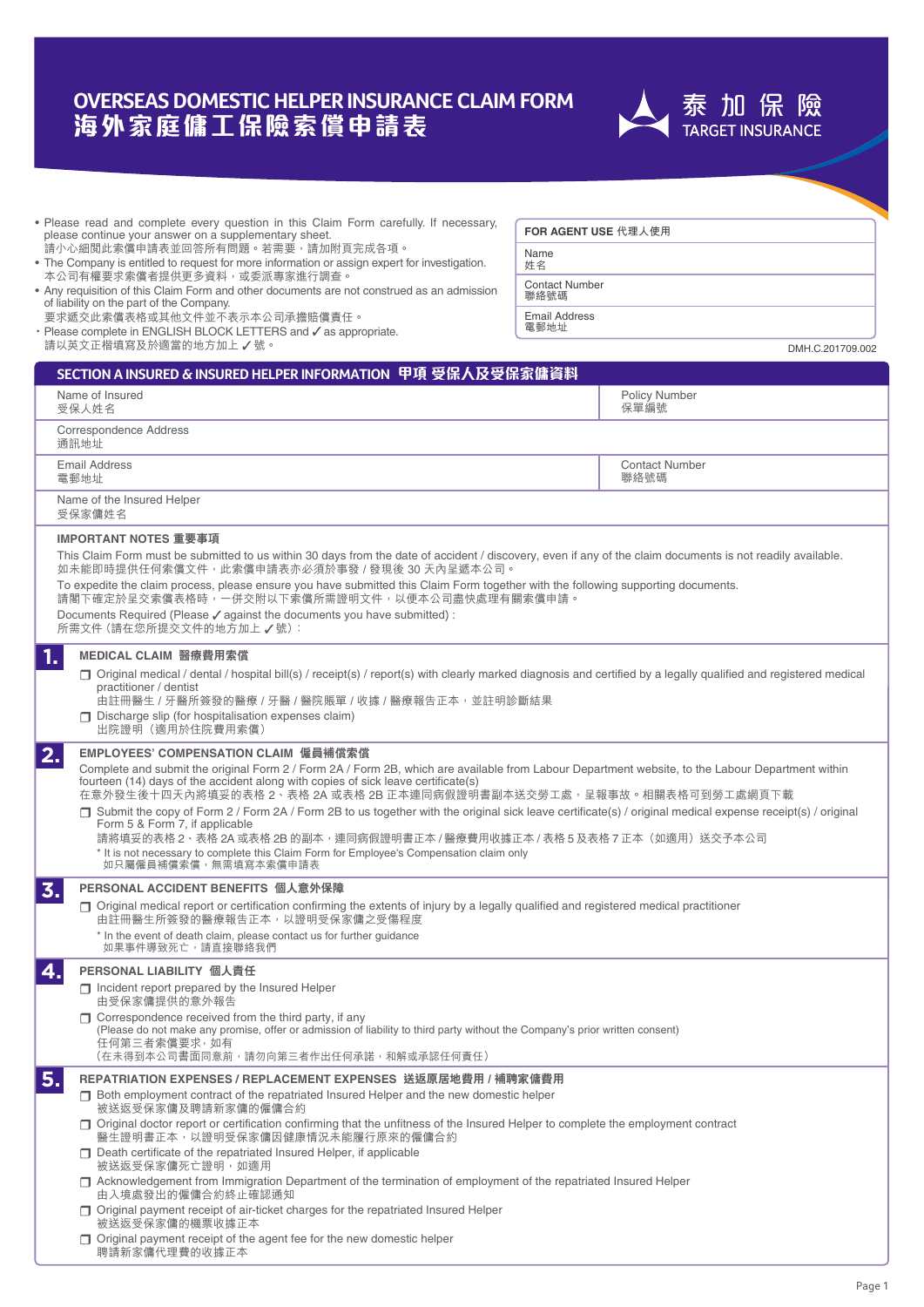# OVERSEAS DOMESTIC HELPER INSURANCE CLAIM FORM
# 海外家庭傭工保險索償申請表

泰加保險
TARGET INSURANCE

- Please read and complete every question in this Claim Form carefully. If necessary, please continue your answer on a supplementary sheet.
  請小心細閱此索償申請表並回答所有問題。若需要，請加附頁完成各項。
- The Company is entitled to request for more information or assign expert for investigation.
  本公司有權要求索償者提供更多資料，或委派專家進行調查。
- Any requisition of this Claim Form and other documents are not construed as an admission of liability on the part of the Company.
  要求遞交此索償表格或其他文件並不表示本公司承擔賠償責任。
- Please complete in ENGLISH BLOCK LETTERS and ✓ as appropriate.
  請以英文正楷填寫及於適當的地方加上 ✓ 號。

| FOR AGENT USE 代理人使用 |
|---|
| Name 姓名 |
| Contact Number 聯絡號碼 |
| Email Address 電郵地址 |

DMH.C.201709.002

## SECTION A INSURED & INSURED HELPER INFORMATION 甲項 受保人及受保家傭資料

| | |
|---|---|
| Name of Insured 受保人姓名 | Policy Number 保單編號 |
| Correspondence Address 通訊地址 | |
| Email Address 電郵地址 | Contact Number 聯絡號碼 |
| Name of the Insured Helper 受保家傭姓名 | |

**IMPORTANT NOTES 重要事項**

This Claim Form must be submitted to us within 30 days from the date of accident / discovery, even if any of the claim documents is not readily available.
如未能即時提供任何索償文件，此索償申請表亦必須於事發 / 發現後 30 天內呈遞本公司。

To expedite the claim process, please ensure you have submitted this Claim Form together with the following supporting documents.
請閣下確定於呈交索償表格時，一併交附以下索償所需證明文件，以便本公司盡快處理有關索償申請。

Documents Required (Please ✓ against the documents you have submitted) :
所需文件（請在您所提交文件的地方加上 ✓ 號）:

### 1. MEDICAL CLAIM 醫療費用索償

- ☐ Original medical / dental / hospital bill(s) / receipt(s) / report(s) with clearly marked diagnosis and certified by a legally qualified and registered medical practitioner / dentist
  由註冊醫生 / 牙醫所簽發的醫療 / 牙醫 / 醫院賬單 / 收據 / 醫療報告正本，並註明診斷結果
- ☐ Discharge slip (for hospitalisation expenses claim)
  出院證明（適用於住院費用索償）

### 2. EMPLOYEES' COMPENSATION CLAIM 僱員補償索償

Complete and submit the original Form 2 / Form 2A / Form 2B, which are available from Labour Department website, to the Labour Department within fourteen (14) days of the accident along with copies of sick leave certificate(s)
在意外發生後十四天內將填妥的表格 2、表格 2A 或表格 2B 正本連同病假證明書副本送交勞工處，呈報事故。相關表格可到勞工處網頁下載

- ☐ Submit the copy of Form 2 / Form 2A / Form 2B to us together with the original sick leave certificate(s) / original medical expense receipt(s) / original Form 5 & Form 7, if applicable
  請將填妥的表格 2、表格 2A 或表格 2B 的副本，連同病假證明書正本 / 醫療費用收據正本 / 表格 5 及表格 7 正本（如適用）送交予本公司

\* It is not necessary to complete this Claim Form for Employee's Compensation claim only
如只屬僱員補償索償，無需填寫本索償申請表

### 3. PERSONAL ACCIDENT BENEFITS 個人意外保障

- ☐ Original medical report or certification confirming the extents of injury by a legally qualified and registered medical practitioner
  由註冊醫生所簽發的醫療報告正本，以證明受保家傭之受傷程度

\* In the event of death claim, please contact us for further guidance
如果事件導致死亡，請直接聯絡我們

### 4. PERSONAL LIABILITY 個人責任

- ☐ Incident report prepared by the Insured Helper
  由受保家傭提供的意外報告
- ☐ Correspondence received from the third party, if any
  (Please do not make any promise, offer or admission of liability to third party without the Company's prior written consent)
  任何第三者索償要求，如有
  （在未得到本公司書面同意前，請勿向第三者作出任何承諾，和解或承認任何責任）

### 5. REPATRIATION EXPENSES / REPLACEMENT EXPENSES 送返原居地費用 / 補聘家傭費用

- ☐ Both employment contract of the repatriated Insured Helper and the new domestic helper
  被送返受保家傭及聘請新家傭的僱傭合約
- ☐ Original doctor report or certification confirming that the unfitness of the Insured Helper to complete the employment contract
  醫生證明書正本，以證明受保家傭因健康情況未能履行原來的僱傭合約
- ☐ Death certificate of the repatriated Insured Helper, if applicable
  被送返受保家傭死亡證明，如適用
- ☐ Acknowledgement from Immigration Department of the termination of employment of the repatriated Insured Helper
  由入境處發出的僱傭合約終止確認通知
- ☐ Original payment receipt of air-ticket charges for the repatriated Insured Helper
  被送返受保家傭的機票收據正本
- ☐ Original payment receipt of the agent fee for the new domestic helper
  聘請新家傭代理費的收據正本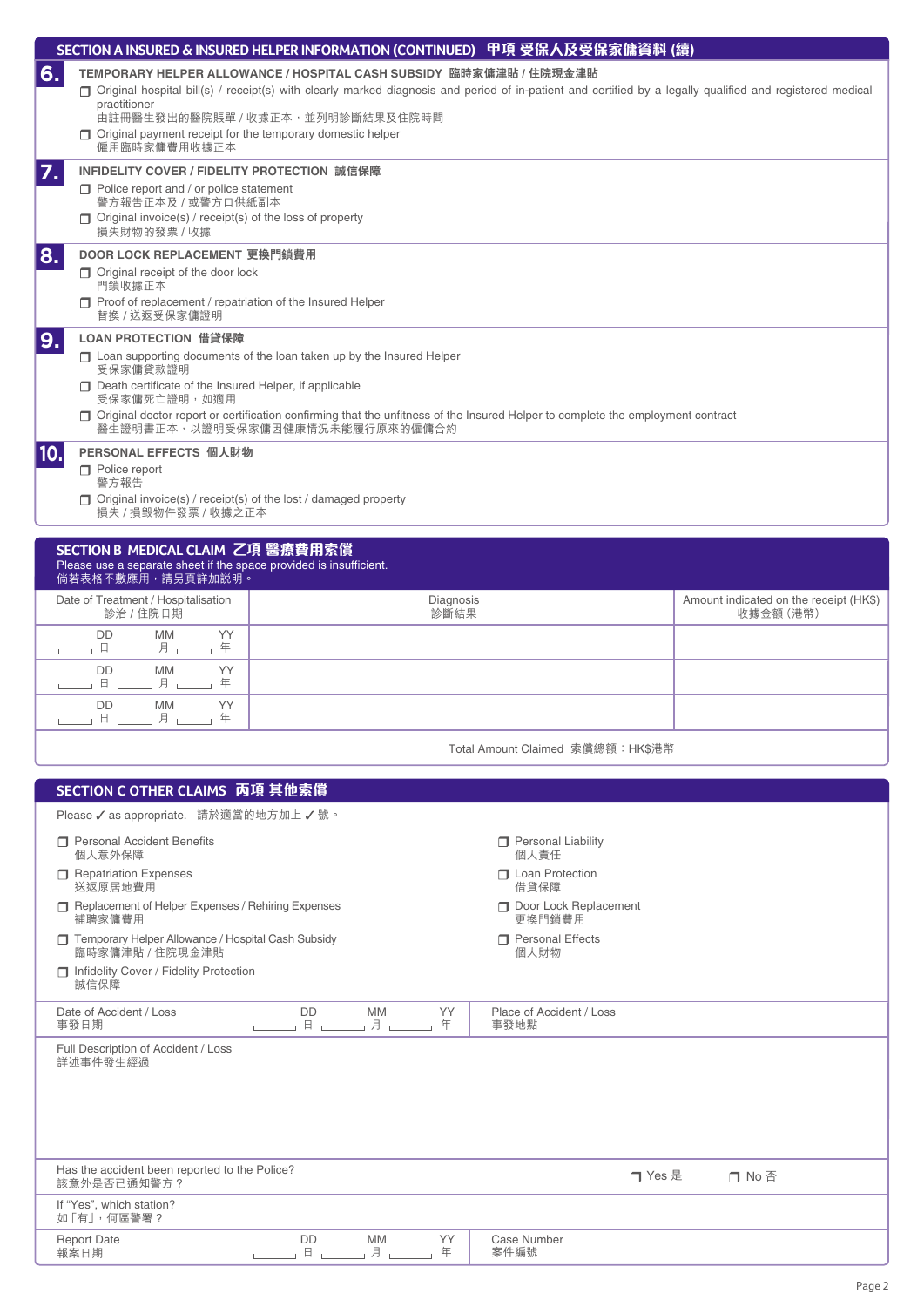## SECTION A INSURED & INSURED HELPER INFORMATION (CONTINUED) 甲項 受保人及受保家傭資料 (續)

**6. TEMPORARY HELPER ALLOWANCE / HOSPITAL CASH SUBSIDY 臨時家傭津貼 / 住院現金津貼**

- ☐ Original hospital bill(s) / receipt(s) with clearly marked diagnosis and period of in-patient and certified by a legally qualified and registered medical practitioner
  由註冊醫生發出的醫院賬單 / 收據正本，並列明診斷結果及住院時間
- ☐ Original payment receipt for the temporary domestic helper
  僱用臨時家傭費用收據正本

**7. INFIDELITY COVER / FIDELITY PROTECTION 誠信保障**

- ☐ Police report and / or police statement
  警方報告正本及 / 或警方口供紙副本
- ☐ Original invoice(s) / receipt(s) of the loss of property
  損失財物的發票 / 收據

**8. DOOR LOCK REPLACEMENT 更換門鎖費用**

- ☐ Original receipt of the door lock
  門鎖收據正本
- ☐ Proof of replacement / repatriation of the Insured Helper
  替換 / 送返受保家傭證明

**9. LOAN PROTECTION 借貸保障**

- ☐ Loan supporting documents of the loan taken up by the Insured Helper
  受保家傭貸款證明
- ☐ Death certificate of the Insured Helper, if applicable
  受保家傭死亡證明，如適用
- ☐ Original doctor report or certification confirming that the unfitness of the Insured Helper to complete the employment contract
  醫生證明書正本，以證明受保家傭因健康情況未能履行原來的僱傭合約

**10. PERSONAL EFFECTS 個人財物**

- ☐ Police report
  警方報告
- ☐ Original invoice(s) / receipt(s) of the lost / damaged property
  損失 / 損毀物件發票 / 收據之正本

## SECTION B MEDICAL CLAIM 乙項 醫療費用索償

Please use a separate sheet if the space provided is insufficient.
倘若表格不敷應用，請另頁詳加說明。

| Date of Treatment / Hospitalisation 診治 / 住院日期 | Diagnosis 診斷結果 | Amount indicated on the receipt (HK$) 收據金額（港幣） |
|---|---|---|
| DD 日 ___ MM 月 ___ YY 年 ___ | | |
| DD 日 ___ MM 月 ___ YY 年 ___ | | |
| DD 日 ___ MM 月 ___ YY 年 ___ | | |
| | Total Amount Claimed 索償總額：HK$港幣 | |

## SECTION C OTHER CLAIMS 丙項 其他索償

Please ✓ as appropriate. 請於適當的地方加上 ✓ 號。

- ☐ Personal Accident Benefits 個人意外保障
- ☐ Repatriation Expenses 送返原居地費用
- ☐ Replacement of Helper Expenses / Rehiring Expenses 補聘家傭費用
- ☐ Temporary Helper Allowance / Hospital Cash Subsidy 臨時家傭津貼 / 住院現金津貼
- ☐ Infidelity Cover / Fidelity Protection 誠信保障
- ☐ Personal Liability 個人責任
- ☐ Loan Protection 借貸保障
- ☐ Door Lock Replacement 更換門鎖費用
- ☐ Personal Effects 個人財物

| Date of Accident / Loss 事發日期 | DD 日 ___ MM 月 ___ YY 年 ___ | Place of Accident / Loss 事發地點 | |
|---|---|---|---|

Full Description of Accident / Loss
詳述事件發生經過

Has the accident been reported to the Police? 該意外是否已通知警方？ ☐ Yes 是 ☐ No 否

If "Yes", which station?
如「有」，何區警署？

| Report Date 報案日期 | DD 日 ___ MM 月 ___ YY 年 ___ | Case Number 案件編號 | |
|---|---|---|---|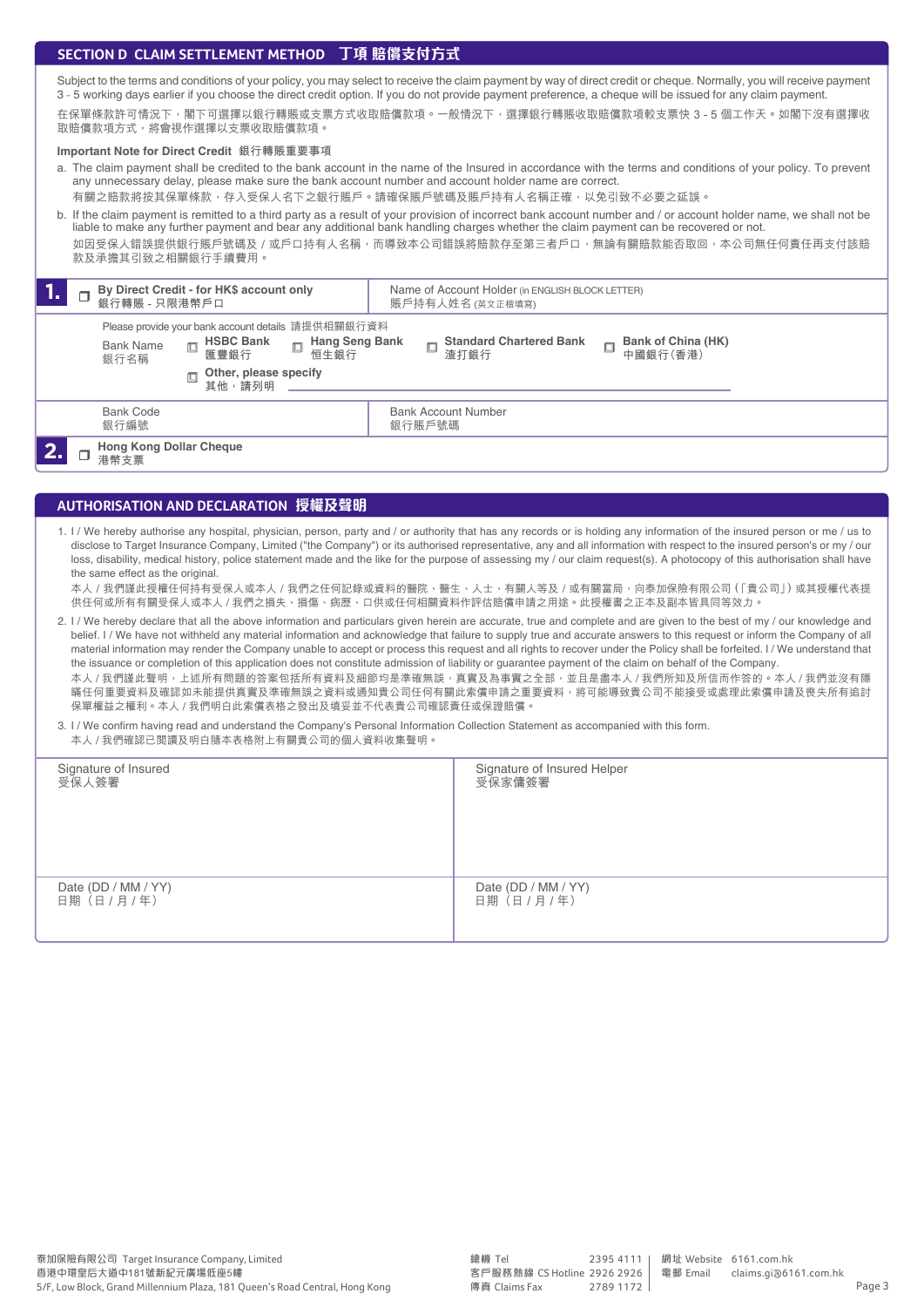## SECTION D CLAIM SETTLEMENT METHOD 丁項 賠償支付方式

Subject to the terms and conditions of your policy, you may select to receive the claim payment by way of direct credit or cheque. Normally, you will receive payment 3 - 5 working days earlier if you choose the direct credit option. If you do not provide payment preference, a cheque will be issued for any claim payment.

在保單條款許可情況下，閣下可選擇以銀行轉賬或支票方式收取賠償款項。一般情況下，選擇銀行轉賬收取賠償款項較支票快 3 - 5 個工作天。如閣下沒有選擇收取賠償款項方式，將會視作選擇以支票收取賠償款項。

**Important Note for Direct Credit 銀行轉賬重要事項**

a. The claim payment shall be credited to the bank account in the name of the Insured in accordance with the terms and conditions of your policy. To prevent any unnecessary delay, please make sure the bank account number and account holder name are correct.
有關之賠款將按其保單條款，存入受保人名下之銀行賬戶。請確保賬戶號碼及賬戶持有人名稱正確，以免引致不必要之延誤。

b. If the claim payment is remitted to a third party as a result of your provision of incorrect bank account number and / or account holder name, we shall not be liable to make any further payment and bear any additional bank handling charges whether the claim payment can be recovered or not.
如因受保人錯誤提供銀行賬戶號碼及 / 或戶口持有人名稱，而導致本公司錯誤將賠款存至第三者戶口，無論有關賠款能否取回，本公司無任何責任再支付該賠款及承擔其引致之相關銀行手續費用。

**1.** ☐ **By Direct Credit - for HK$ account only** 銀行轉賬 - 只限港幣戶口

Name of Account Holder (in ENGLISH BLOCK LETTER) 賬戶持有人姓名 (英文正楷填寫)

Please provide your bank account details 請提供相關銀行資料

Bank Name 銀行名稱: ☐ **HSBC Bank** 匯豐銀行 ☐ **Hang Seng Bank** 恒生銀行 ☐ **Standard Chartered Bank** 渣打銀行 ☐ **Bank of China (HK)** 中國銀行(香港)
☐ **Other, please specify** 其他，請列明 ______________

| Bank Code 銀行編號 | Bank Account Number 銀行賬戶號碼 |
|---|---|
| | |

**2.** ☐ **Hong Kong Dollar Cheque** 港幣支票

## AUTHORISATION AND DECLARATION 授權及聲明

1. I / We hereby authorise any hospital, physician, person, party and / or authority that has any records or is holding any information of the insured person or me / us to disclose to Target Insurance Company, Limited ("the Company") or its authorised representative, any and all information with respect to the insured person's or my / our loss, disability, medical history, police statement made and the like for the purpose of assessing my / our claim request(s). A photocopy of this authorisation shall have the same effect as the original.
本人 / 我們謹此授權任何持有受保人或本人 / 我們之任何記錄或資料的醫院、醫生、人士、有關人等及 / 或有關當局，向泰加保險有限公司 (「貴公司」) 或其授權代表提供任何或所有有關受保人或本人 / 我們之損失、損傷、病歷、口供或任何相關資料作評估賠償申請之用途。此授權書之正本及副本皆具同等效力。

2. I / We hereby declare that all the above information and particulars given herein are accurate, true and complete and are given to the best of my / our knowledge and belief. I / We have not withheld any material information and acknowledge that failure to supply true and accurate answers to this request or inform the Company of all material information may render the Company unable to accept or process this request and all rights to recover under the Policy shall be forfeited. I / We understand that the issuance or completion of this application does not constitute admission of liability or guarantee payment of the claim on behalf of the Company.
本人 / 我們謹此聲明，上述所有問題的答案包括所有資料及細節均是準確無誤，真實及為事實之全部，並且是盡本人 / 我們所知及所信而作答的。本人 / 我們並沒有隱瞞任何重要資料及確認如未能提供真實及準確無誤之資料或通知貴公司任何有關此索償申請之重要資料，將可能導致貴公司不能接受或處理此索償申請及喪失所有追討保單權益之權利。本人 / 我們明白此索償表格之發出及填妥並不代表貴公司確認責任或保證賠償。

3. I / We confirm having read and understand the Company's Personal Information Collection Statement as accompanied with this form.
本人 / 我們確認已閱讀及明白隨本表格附上有關貴公司的個人資料收集聲明。

| Signature of Insured 受保人簽署 | Signature of Insured Helper 受保家傭簽署 |
|---|---|
| Date (DD / MM / YY) 日期（日 / 月 / 年） | Date (DD / MM / YY) 日期（日 / 月 / 年） |

泰加保險有限公司 Target Insurance Company, Limited
香港中環皇后大道中181號新紀元廣場低座5樓
5/F, Low Block, Grand Millennium Plaza, 181 Queen's Road Central, Hong Kong

總機 Tel 2395 4111
客戶服務熱線 CS Hotline 2926 2926
傳真 Claims Fax 2789 1172

網址 Website 6161.com.hk
電郵 Email claims.gi@6161.com.hk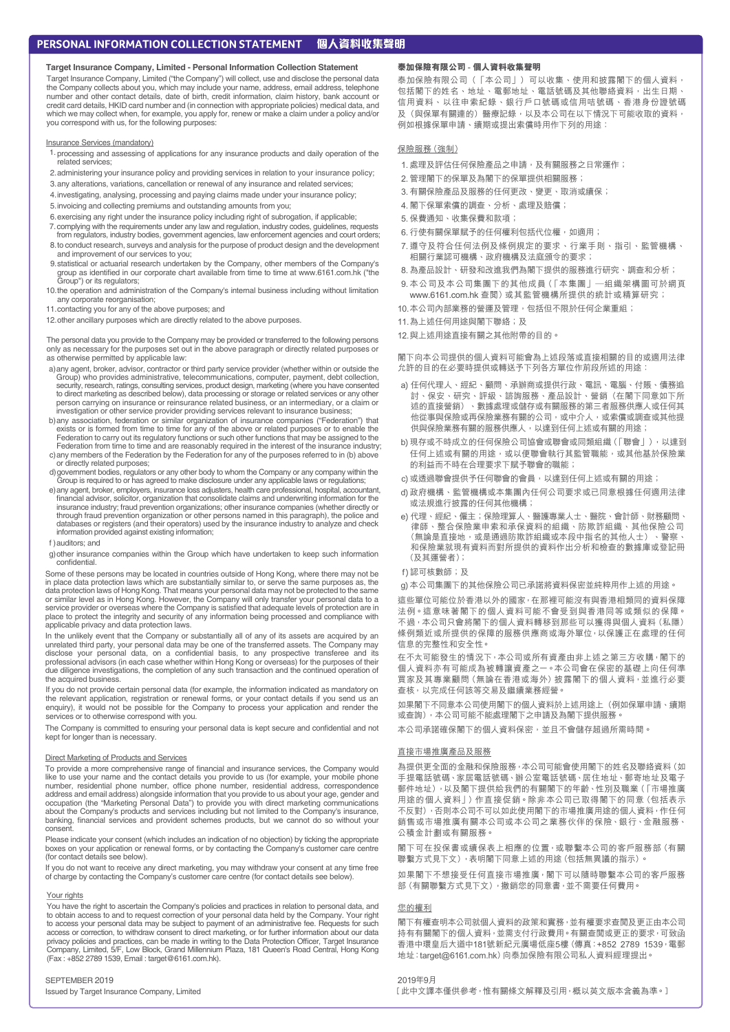# PERSONAL INFORMATION COLLECTION STATEMENT 個人資料收集聲明

**Target Insurance Company, Limited - Personal Information Collection Statement**

Target Insurance Company, Limited ("the Company") will collect, use and disclose the personal data the Company collects about you, which may include your name, address, email address, telephone number and other contact details, date of birth, credit information, claim history, bank account or credit card details, HKID card number and (in connection with appropriate policies) medical data, and which we may collect when, for example, you apply for, renew or make a claim under a policy and/or you correspond with us, for the following purposes:

Insurance Services (mandatory)

1. processing and assessing of applications for any insurance products and daily operation of the related services;
2. administering your insurance policy and providing services in relation to your insurance policy;
3. any alterations, variations, cancellation or renewal of any insurance and related services;
4. investigating, analysing, processing and paying claims made under your insurance policy;
5. invoicing and collecting premiums and outstanding amounts from you;
6. exercising any right under the insurance policy including right of subrogation, if applicable;
7. complying with the requirements under any law and regulation, industry codes, guidelines, requests from regulators, industry bodies, government agencies, law enforcement agencies and court orders;
8. to conduct research, surveys and analysis for the purpose of product design and the development and improvement of our services to you;
9. statistical or actuarial research undertaken by the Company, other members of the Company's group as identified in our corporate chart available from time to time at www.6161.com.hk ("the Group") or its regulators;
10. the operation and administration of the Company's internal business including without limitation any corporate reorganisation;
11. contacting you for any of the above purposes; and
12. other ancillary purposes which are directly related to the above purposes.

The personal data you provide to the Company may be provided or transferred to the following persons only as necessary for the purposes set out in the above paragraph or directly related purposes or as otherwise permitted by applicable law:

a) any agent, broker, advisor, contractor or third party service provider (whether within or outside the Group) who provides administrative, telecommunications, computer, payment, debt collection, security, research, ratings, consulting services, product design, marketing (where you have consented to direct marketing as described below), data processing or storage or related services or any other person carrying on insurance or reinsurance related business, or an intermediary, or a claim or investigation or other service provider providing services relevant to insurance business;
b) any association, federation or similar organization of insurance companies ("Federation") that exists or is formed from time to time for any of the above or related purposes or to enable the Federation to carry out its regulatory functions or such other functions that may be assigned to the Federation from time to time and are reasonably required in the interest of the insurance industry;
c) any members of the Federation by the Federation for any of the purposes referred to in (b) above or directly related purposes;
d) government bodies, regulators or any other body to whom the Company or any company within the Group is required to or has agreed to make disclosure under any applicable laws or regulations;
e) any agent, broker, employers, insurance loss adjusters, health care professional, hospital, accountant, financial advisor, solicitor, organization that consolidate claims and underwriting information for the insurance industry; fraud prevention organizations; other insurance companies (whether directly or through fraud prevention organization or other persons named in this paragraph), the police and databases or registers (and their operators) used by the insurance industry to analyze and check information provided against existing information;
f) auditors; and
g) other insurance companies within the Group which have undertaken to keep such information confidential.

Some of these persons may be located in countries outside of Hong Kong, where there may not be in place data protection laws which are substantially similar to, or serve the same purposes as, the data protection laws of Hong Kong. That means your personal data may not be protected to the same or similar level as in Hong Kong. However, the Company will only transfer your personal data to a service provider or overseas where the Company is satisfied that adequate levels of protection are in place to protect the integrity and security of any information being processed and compliance with applicable privacy and data protection laws.

In the unlikely event that the Company or substantially all of any of its assets are acquired by an unrelated third party, your personal data may be one of the transferred assets. The Company may disclose your personal data, on a confidential basis, to any prospective transferee and its professional advisors (in each case whether within Hong Kong or overseas) for the purposes of their due diligence investigations, the completion of any such transaction and the continued operation of the acquired business.

If you do not provide certain personal data (for example, the information indicated as mandatory on the relevant application, registration or renewal forms, or your contact details if you send us an enquiry), it would not be possible for the Company to process your application and render the services or to otherwise correspond with you.

The Company is committed to ensuring your personal data is kept secure and confidential and not kept for longer than is necessary.

Direct Marketing of Products and Services

To provide a more comprehensive range of financial and insurance services, the Company would like to use your name and the contact details you provide to us (for example, your mobile phone number, residential phone number, office phone number, residential address, correspondence address and email address) alongside information that you provide to us about your age, gender and occupation (the "Marketing Personal Data") to provide you with direct marketing communications about the Company's products and services including but not limited to the Company's insurance, banking, financial services and provident schemes products, but we cannot do so without your consent.

Please indicate your consent (which includes an indication of no objection) by ticking the appropriate boxes on your application or renewal forms, or by contacting the Company's customer care centre (for contact details see below).

If you do not want to receive any direct marketing, you may withdraw your consent at any time free of charge by contacting the Company's customer care centre (for contact details see below).

Your rights

You have the right to ascertain the Company's policies and practices in relation to personal data, and to obtain access to and to request correction of your personal data held by the Company. Your right to access your personal data may be subject to payment of an administrative fee. Requests for such access or correction, to withdraw consent to direct marketing, or for further information about our data privacy policies and practices, can be made in writing to the Data Protection Officer, Target Insurance Company, Limited, 5/F, Low Block, Grand Millennium Plaza, 181 Queen's Road Central, Hong Kong (Fax : +852 2789 1539, Email : target@6161.com.hk).

SEPTEMBER 2019
Issued by Target Insurance Company, Limited

**泰加保險有限公司 - 個人資料收集聲明**

泰加保險有限公司（「本公司」）可以收集、使用和披露閣下的個人資料，包括閣下的姓名、地址、電郵地址、電話號碼及其他聯絡資料，出生日期、信用資料、以往申索紀錄、銀行戶口號碼或信用咭號碼、香港身份證號碼及（與保單有關連的）醫療記錄，以及本公司在以下情況下可能收取的資料，例如根據保單申請、續期或提出索償時用作下列的用途：

保險服務（強制）

1. 處理及評估任何保險產品之申請，及有關服務之日常運作；
2. 管理閣下的保單及為閣下的保單提供相關服務；
3. 有關保險產品及服務的任何更改、變更、取消或續保；
4. 閣下保單索償的調查、分析、處理及賠償；
5. 保費通知、收集保費和款項；
6. 行使有關保單賦予的任何權利包括代位權，如適用；
7. 遵守及符合任何法例及條例規定的要求、行業手則、指引、監管機構、相關行業認可機構、政府機構及法庭頒令的要求；
8. 為產品設計、研發和改進我們為閣下提供的服務進行研究、調查和分析；
9. 本公司及本公司集團下的其他成員（「本集團」—組織架構圖可於網頁www.6161.com.hk 查閱）或其監管機構所提供的統計或精算研究；
10. 本公司內部業務的營運及管理，包括但不限於任何企業重組；
11. 為上述任何用途與閣下聯絡；及
12. 與上述用途直接有關之其他附帶的目的。

閣下向本公司提供的個人資料可能會為上述段落或直接相關的目的或適用法律允許的目的在必要時提供或轉送予下列各方單位作前段所述的用途：

a) 任何代理人、經紀、顧問、承辦商或提供行政、電訊、電腦、付賬、債務追討、保安、研究、評級、諮詢服務、產品設計、營銷（在閣下同意如下所述的直接營銷）、數據處理或儲存或有關服務的第三者服務供應人或任何其他從事與保險或再保險業務有關的公司，或中介人，或索償或調查或其他提供與保險業務有關的服務供應人，以達到任何上述或有關的用途；
b) 現存或不時成立的任何保險公司協會或聯會或同類組織（「聯會」），以達到任何上述或有關的用途，或以便聯會執行其監管職能，或其他基於保險業的利益而不時合理要求下賦予聯會的職能；
c) 或透過聯會提供予任何聯會的會員，以達到任何上述或有關的用途；
d) 政府機構、監管機構或本集團內任何公司要求或已同意根據任何適用法律或法規進行披露的任何其他機構；
e) 代理、經紀、僱主；保險理算人、醫護專業人士、醫院、會計師、財務顧問、律師、整合保險業申索和承保資料的組織、防欺詐組織、其他保險公司（無論是直接地，或是通過防欺詐組織或本段中指名的其他人士）、警察、和保險業就現有資料而對所提供的資料作出分析和檢查的數據庫或登記冊（及其運營者）；
f) 認可核數師；及
g) 本公司集團下的其他保險公司已承諾將資料保密並純粹用作上述的用途。

這些單位可能位於香港以外的國家，在那裡可能沒有與香港相類同的資料保障法例。這意味著閣下的個人資料可能不會受到與香港同等或類似的保障。不過，本公司只會將閣下的個人資料轉移到那些可以獲得與個人資料（私隱）條例相近或所提供的保障的服務供應商或海外單位，以保護正在處理的任何信息的完整性和安全性。

在不太可能發生的情況下，本公司或所有資產由非上述之第三方收購，閣下的個人資料亦有可能成為被轉讓資產之一。本公司會在保密的基礎上向任何準買家及其專業顧問（無論在香港或海外）披露閣下的個人資料，並進行必要查核，以完成任何該等交易及繼續業務經營。

如果閣下不同意本公司使用閣下的個人資料於上述用途上（例如保單申請、續期或查詢），本公司可能不能處理閣下之申請及為閣下提供服務。

本公司承諾確保閣下的個人資料保密，並且不會儲存超過所需時間。

直接市場推廣產品及服務

為提供更全面的金融和保險服務，本公司可能會使用閣下的姓名及聯絡資料（如手提電話號碼、家居電話號碼、辦公室電話號碼、居住地址、郵寄地址及電子郵件地址），以及閣下提供給我們的有關閣下的年齡、性別及職業（「市場推廣用途的個人資料」）作直接促銷。除非本公司已取得閣下的同意（包括表示不反對），否則本公司不可以如此使用閣下的市場推廣用途的個人資料，作任何銷售或市場推廣有關本公司或本公司之業務伙伴的保險、銀行、金融服務、公積金計劃或有關服務。

閣下可在投保書或續保表上相應的位置，或聯繫本公司的客戶服務部（有關聯繫方式見下文），表明閣下同意上述的用途（包括無異議的指示）。

如果閣下不想接受任何直接市場推廣，閣下可以隨時聯繫本公司的客戶服務部（有關聯繫方式見下文），撤銷您的同意書，並不需要任何費用。

您的權利

閣下有權查明本公司就個人資料的政策和實務，並有權要求查閱及更正由本公司持有有關閣下的個人資料，並需支付行政費用。有關查閱或更正的要求，可致函香港中環皇后大道中181號新紀元廣場低座5樓（傳真：+852 2789 1539，電郵地址：target@6161.com.hk）向泰加保險有限公司私人資料經理提出。

2019年9月
［此中文譯本僅供參考，惟有關條文解釋及引用，概以英文版本含義為準。］